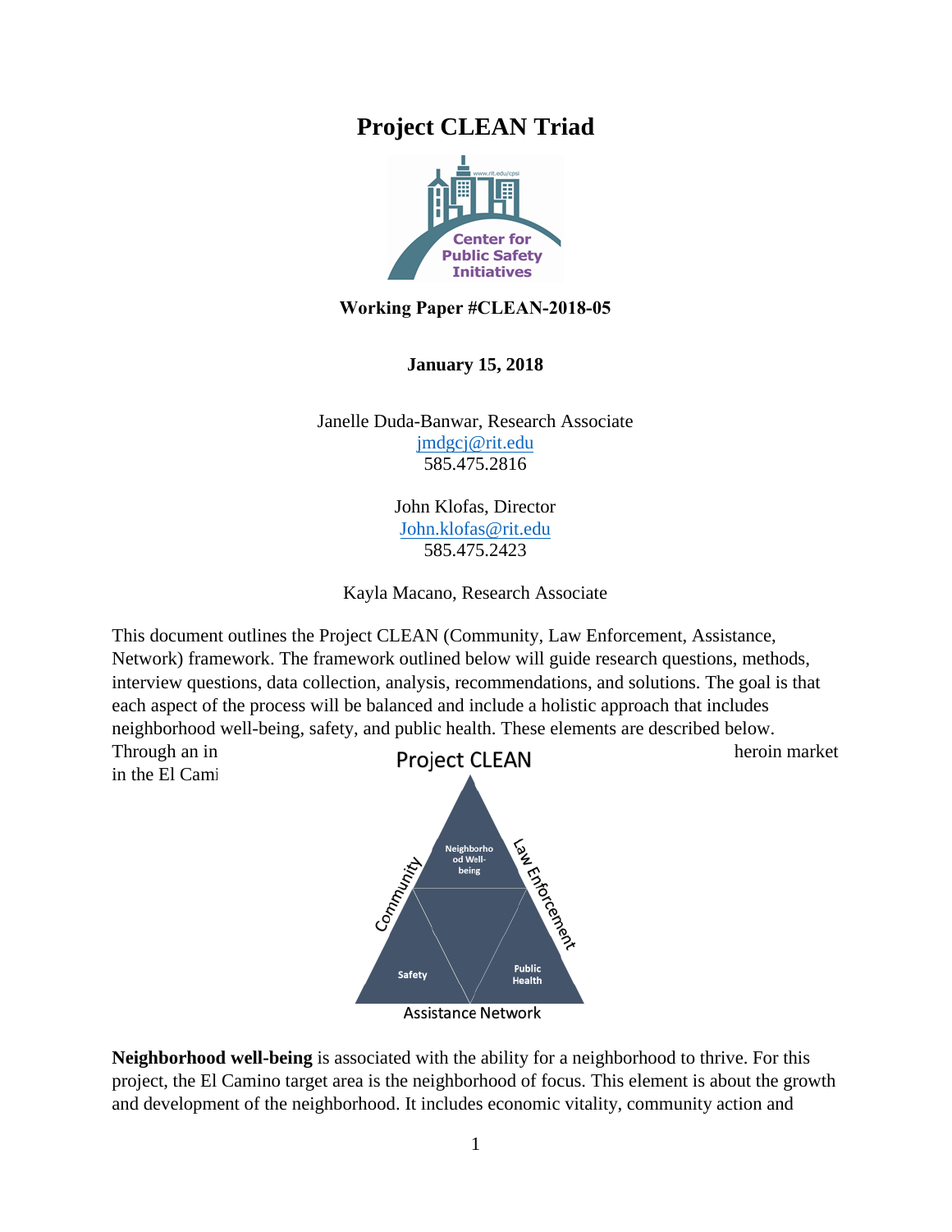# Project CLEAN Triad

**Working Paper #CLEAN-2018-05**

**January 15, 2018**

Janelle Duda-Banwar, Research Associate
jmdgcj@rit.edu
585.475.2816

John Klofas, Director
John.klofas@rit.edu
585.475.2423

Kayla Macano, Research Associate

This document outlines the Project CLEAN (Community, Law Enforcement, Assistance, Network) framework. The framework outlined below will guide research questions, methods, interview questions, data collection, analysis, recommendations, and solutions. The goal is that each aspect of the process will be balanced and include a holistic approach that includes neighborhood well-being, safety, and public health. These elements are described below. Through an in heroin market in the El Cami

**Neighborhood well-being** is associated with the ability for a neighborhood to thrive. For this project, the El Camino target area is the neighborhood of focus. This element is about the growth and development of the neighborhood. It includes economic vitality, community action and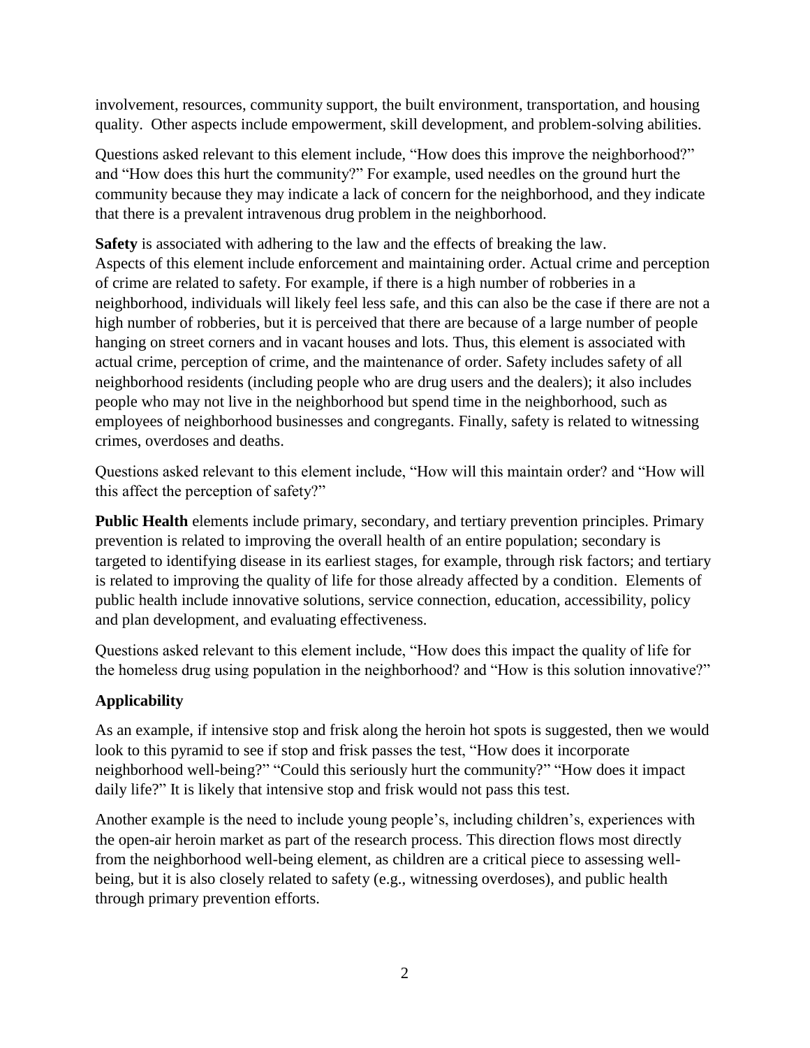involvement, resources, community support, the built environment, transportation, and housing quality. Other aspects include empowerment, skill development, and problem-solving abilities.

Questions asked relevant to this element include, "How does this improve the neighborhood?" and "How does this hurt the community?" For example, used needles on the ground hurt the community because they may indicate a lack of concern for the neighborhood, and they indicate that there is a prevalent intravenous drug problem in the neighborhood.

**Safety** is associated with adhering to the law and the effects of breaking the law. Aspects of this element include enforcement and maintaining order. Actual crime and perception of crime are related to safety. For example, if there is a high number of robberies in a neighborhood, individuals will likely feel less safe, and this can also be the case if there are not a high number of robberies, but it is perceived that there are because of a large number of people hanging on street corners and in vacant houses and lots. Thus, this element is associated with actual crime, perception of crime, and the maintenance of order. Safety includes safety of all neighborhood residents (including people who are drug users and the dealers); it also includes people who may not live in the neighborhood but spend time in the neighborhood, such as employees of neighborhood businesses and congregants. Finally, safety is related to witnessing crimes, overdoses and deaths.

Questions asked relevant to this element include, "How will this maintain order? and "How will this affect the perception of safety?"

**Public Health** elements include primary, secondary, and tertiary prevention principles. Primary prevention is related to improving the overall health of an entire population; secondary is targeted to identifying disease in its earliest stages, for example, through risk factors; and tertiary is related to improving the quality of life for those already affected by a condition. Elements of public health include innovative solutions, service connection, education, accessibility, policy and plan development, and evaluating effectiveness.

Questions asked relevant to this element include, "How does this impact the quality of life for the homeless drug using population in the neighborhood? and "How is this solution innovative?"

### Applicability

As an example, if intensive stop and frisk along the heroin hot spots is suggested, then we would look to this pyramid to see if stop and frisk passes the test, "How does it incorporate neighborhood well-being?" "Could this seriously hurt the community?" "How does it impact daily life?" It is likely that intensive stop and frisk would not pass this test.

Another example is the need to include young people's, including children's, experiences with the open-air heroin market as part of the research process. This direction flows most directly from the neighborhood well-being element, as children are a critical piece to assessing well-being, but it is also closely related to safety (e.g., witnessing overdoses), and public health through primary prevention efforts.